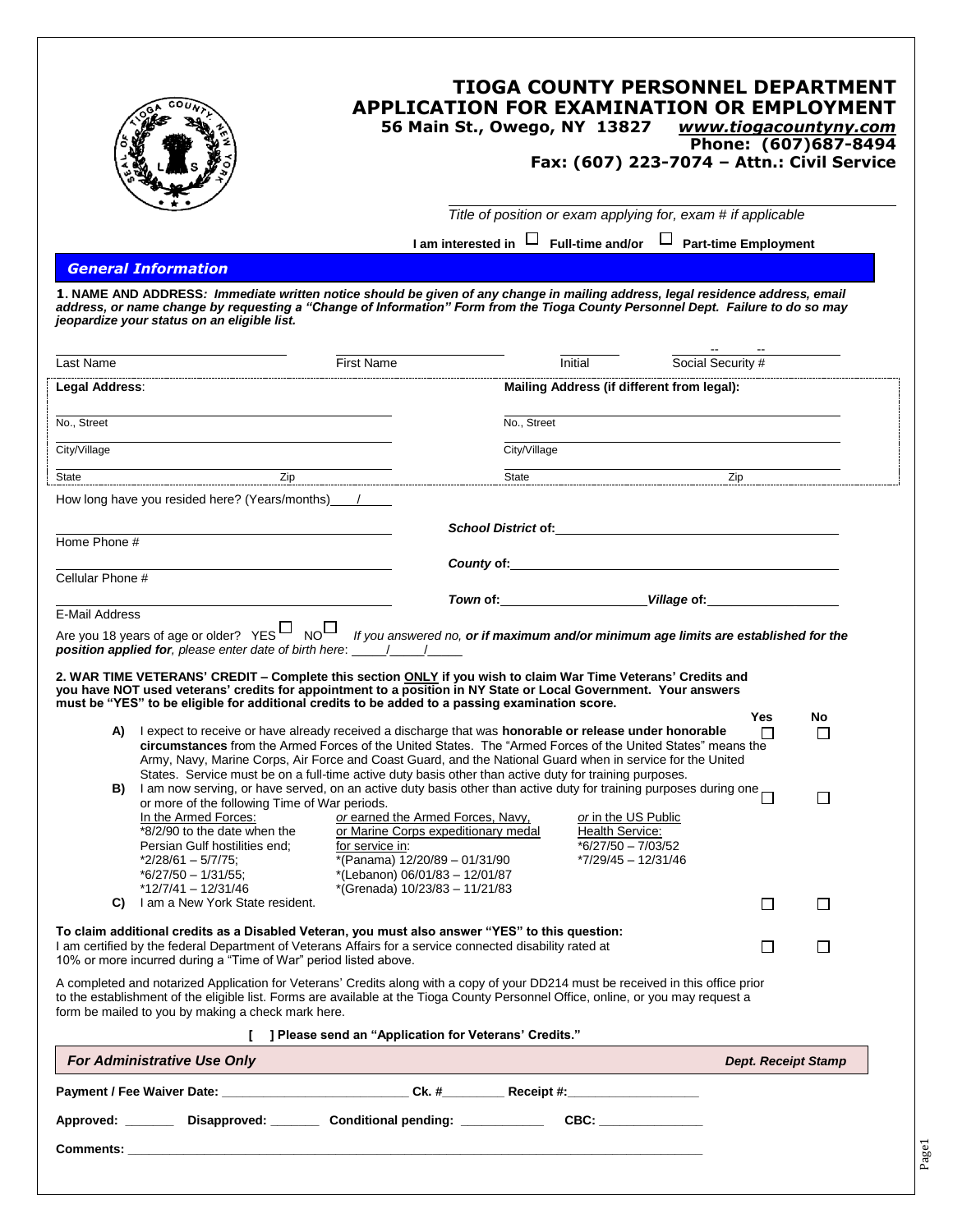# TIOGA COUNTY PERSONNEL DEPARTMENT
# APPLICATION FOR EXAMINATION OR EMPLOYMENT

**56 Main St., Owego, NY 13827** ***www.tiogacountyny.com***
**Phone: (607)687-8494**
**Fax: (607) 223-7074 – Attn.: Civil Service**

_______________________________________________
*Title of position or exam applying for, exam # if applicable*

**I am interested in** ☐ **Full-time and/or** ☐ **Part-time Employment**

## *General Information*

**1. NAME AND ADDRESS*: Immediate written notice should be given of any change in mailing address, legal residence address, email address, or name change by requesting a "Change of Information" Form from the Tioga County Personnel Dept. Failure to do so may jeopardize your status on an eligible list.***

Last Name ____________ First Name ____________ Initial ______ Social Security # ___ -- ___ -- ___

| **Legal Address**: | **Mailing Address (if different from legal):** |
|---|---|
| No., Street ____________ | No., Street ____________ |
| City/Village ____________ | City/Village ____________ |
| State ______ Zip ______ | State ______ Zip ______ |

How long have you resided here? (Years/months)____/_____

Home Phone # ____________ ***School District* of:**____________

Cellular Phone # ____________ ***County* of:**____________

E-Mail Address ____________ ***Town* of:**____________***Village* of:**____________

Are you 18 years of age or older? YES ☐ NO ☐ *If you answered no, **or if maximum and/or minimum age limits are established for the position applied for**, please enter date of birth here*: _____/_____/_____

**2. WAR TIME VETERANS' CREDIT – Complete this section ONLY if you wish to claim War Time Veterans' Credits and you have NOT used veterans' credits for appointment to a position in NY State or Local Government. Your answers must be "YES" to be eligible for additional credits to be added to a passing examination score.**

| | | Yes | No |
|---|---|---|---|
| **A)** | I expect to receive or have already received a discharge that was **honorable or release under honorable circumstances** from the Armed Forces of the United States. The "Armed Forces of the United States" means the Army, Navy, Marine Corps, Air Force and Coast Guard, and the National Guard when in service for the United States. Service must be on a full-time active duty basis other than active duty for training purposes. | ☐ | ☐ |
| **B)** | I am now serving, or have served, on an active duty basis other than active duty for training purposes during one or more of the following Time of War periods. | ☐ | ☐ |
| **C)** | I am a New York State resident. | ☐ | ☐ |

| In the Armed Forces: | *or* earned the Armed Forces, Navy, or Marine Corps expeditionary medal for service in: | *or* in the US Public Health Service: |
|---|---|---|
| *8/2/90 to the date when the Persian Gulf hostilities end; | *(Panama) 12/20/89 – 01/31/90 | *6/27/50 – 7/03/52 |
| *2/28/61 – 5/7/75; | *(Lebanon) 06/01/83 – 12/01/87 | *7/29/45 – 12/31/46 |
| *6/27/50 – 1/31/55; | *(Grenada) 10/23/83 – 11/21/83 | |
| *12/7/41 – 12/31/46 | | |

**To claim additional credits as a Disabled Veteran, you must also answer "YES" to this question:**
I am certified by the federal Department of Veterans Affairs for a service connected disability rated at 10% or more incurred during a "Time of War" period listed above. ☐ ☐

A completed and notarized Application for Veterans' Credits along with a copy of your DD214 must be received in this office prior to the establishment of the eligible list. Forms are available at the Tioga County Personnel Office, online, or you may request a form be mailed to you by making a check mark here.

**[ ] Please send an "Application for Veterans' Credits."**

***For Administrative Use Only*** ***Dept. Receipt Stamp***

**Payment / Fee Waiver Date:** __________________ **Ck. #**________ **Receipt #:**__________________

**Approved:** _______ **Disapproved:** _______ **Conditional pending:** ___________ **CBC:** ______________

**Comments:** ______________________________________________________________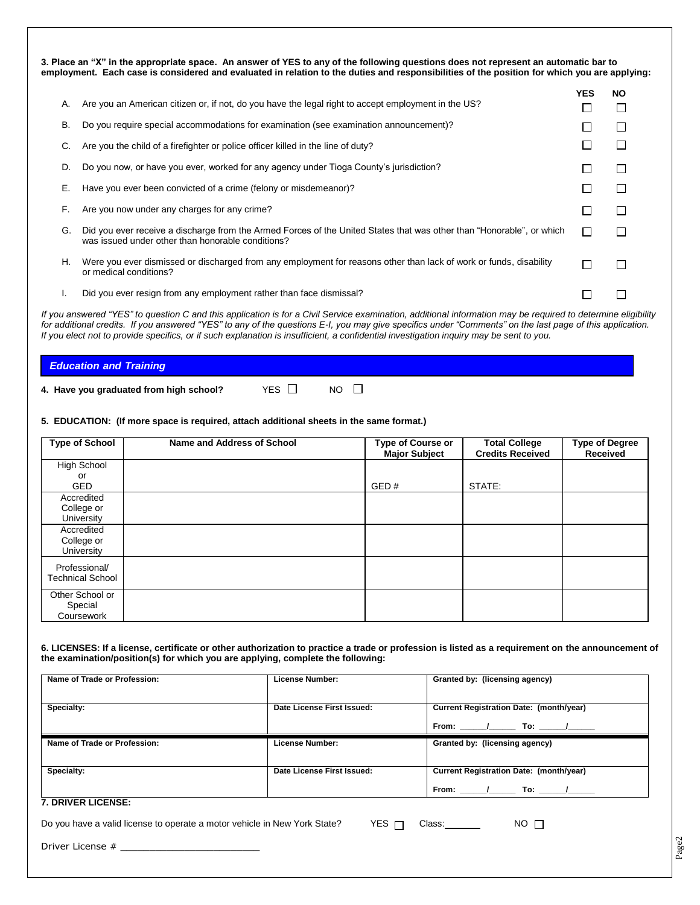**3. Place an "X" in the appropriate space. An answer of YES to any of the following questions does not represent an automatic bar to employment. Each case is considered and evaluated in relation to the duties and responsibilities of the position for which you are applying:**

| | | YES | NO |
|---|---|---|---|
| A. | Are you an American citizen or, if not, do you have the legal right to accept employment in the US? | ☐ | ☐ |
| B. | Do you require special accommodations for examination (see examination announcement)? | ☐ | ☐ |
| C. | Are you the child of a firefighter or police officer killed in the line of duty? | ☐ | ☐ |
| D. | Do you now, or have you ever, worked for any agency under Tioga County's jurisdiction? | ☐ | ☐ |
| E. | Have you ever been convicted of a crime (felony or misdemeanor)? | ☐ | ☐ |
| F. | Are you now under any charges for any crime? | ☐ | ☐ |
| G. | Did you ever receive a discharge from the Armed Forces of the United States that was other than "Honorable", or which was issued under other than honorable conditions? | ☐ | ☐ |
| H. | Were you ever dismissed or discharged from any employment for reasons other than lack of work or funds, disability or medical conditions? | ☐ | ☐ |
| I. | Did you ever resign from any employment rather than face dismissal? | ☐ | ☐ |

*If you answered "YES" to question C and this application is for a Civil Service examination, additional information may be required to determine eligibility for additional credits. If you answered "YES" to any of the questions E-I, you may give specifics under "Comments" on the last page of this application. If you elect not to provide specifics, or if such explanation is insufficient, a confidential investigation inquiry may be sent to you.*

## *Education and Training*

**4. Have you graduated from high school?** YES ☐ NO ☐

**5. EDUCATION: (If more space is required, attach additional sheets in the same format.)**

| Type of School | Name and Address of School | Type of Course or Major Subject | Total College Credits Received | Type of Degree Received |
|---|---|---|---|---|
| High School or GED | | GED # | STATE: | |
| Accredited College or University | | | | |
| Accredited College or University | | | | |
| Professional/ Technical School | | | | |
| Other School or Special Coursework | | | | |

**6. LICENSES: If a license, certificate or other authorization to practice a trade or profession is listed as a requirement on the announcement of the examination/position(s) for which you are applying, complete the following:**

| Name of Trade or Profession: | License Number: | Granted by: (licensing agency) |
|---|---|---|
| **Specialty:** | **Date License First Issued:** | **Current Registration Date: (month/year)** From: ____/____ To: ____/____ |
| **Name of Trade or Profession:** | **License Number:** | **Granted by: (licensing agency)** |
| **Specialty:** | **Date License First Issued:** | **Current Registration Date: (month/year)** From: ____/____ To: ____/____ |

**7. DRIVER LICENSE:**

Do you have a valid license to operate a motor vehicle in New York State? YES ☐ Class:_______ NO ☐

Driver License # ________________________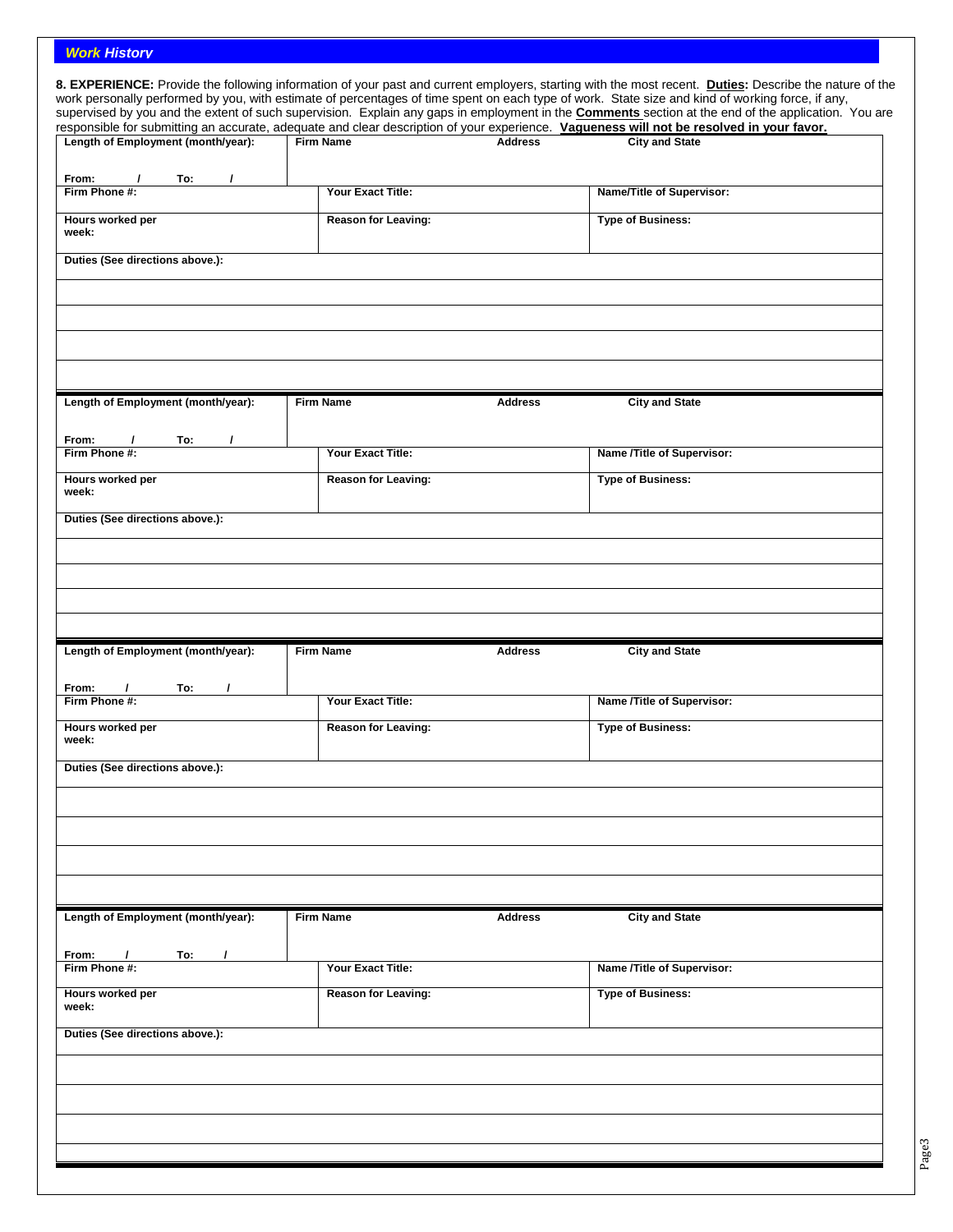## *Work History*

**8. EXPERIENCE:** Provide the following information of your past and current employers, starting with the most recent. **__Duties:__** Describe the nature of the work personally performed by you, with estimate of percentages of time spent on each type of work. State size and kind of working force, if any, supervised by you and the extent of such supervision. Explain any gaps in employment in the **__Comments__** section at the end of the application. You are responsible for submitting an accurate, adequate and clear description of your experience. **__Vagueness will not be resolved in your favor.__**

| Length of Employment (month/year): From: / To: / | Firm Name | Address | City and State |
|---|---|---|---|
| **Firm Phone #:** | **Your Exact Title:** | | **Name/Title of Supervisor:** |
| **Hours worked per week:** | **Reason for Leaving:** | | **Type of Business:** |
| **Duties (See directions above.):** | | | |
| | | | |
| | | | |
| | | | |
| | | | |

| Length of Employment (month/year): From: / To: / | Firm Name | Address | City and State |
|---|---|---|---|
| **Firm Phone #:** | **Your Exact Title:** | | **Name /Title of Supervisor:** |
| **Hours worked per week:** | **Reason for Leaving:** | | **Type of Business:** |
| **Duties (See directions above.):** | | | |
| | | | |
| | | | |
| | | | |
| | | | |

| Length of Employment (month/year): From: / To: / | Firm Name | Address | City and State |
|---|---|---|---|
| **Firm Phone #:** | **Your Exact Title:** | | **Name /Title of Supervisor:** |
| **Hours worked per week:** | **Reason for Leaving:** | | **Type of Business:** |
| **Duties (See directions above.):** | | | |
| | | | |
| | | | |
| | | | |
| | | | |

| Length of Employment (month/year): From: / To: / | Firm Name | Address | City and State |
|---|---|---|---|
| **Firm Phone #:** | **Your Exact Title:** | | **Name /Title of Supervisor:** |
| **Hours worked per week:** | **Reason for Leaving:** | | **Type of Business:** |
| **Duties (See directions above.):** | | | |
| | | | |
| | | | |
| | | | |
| | | | |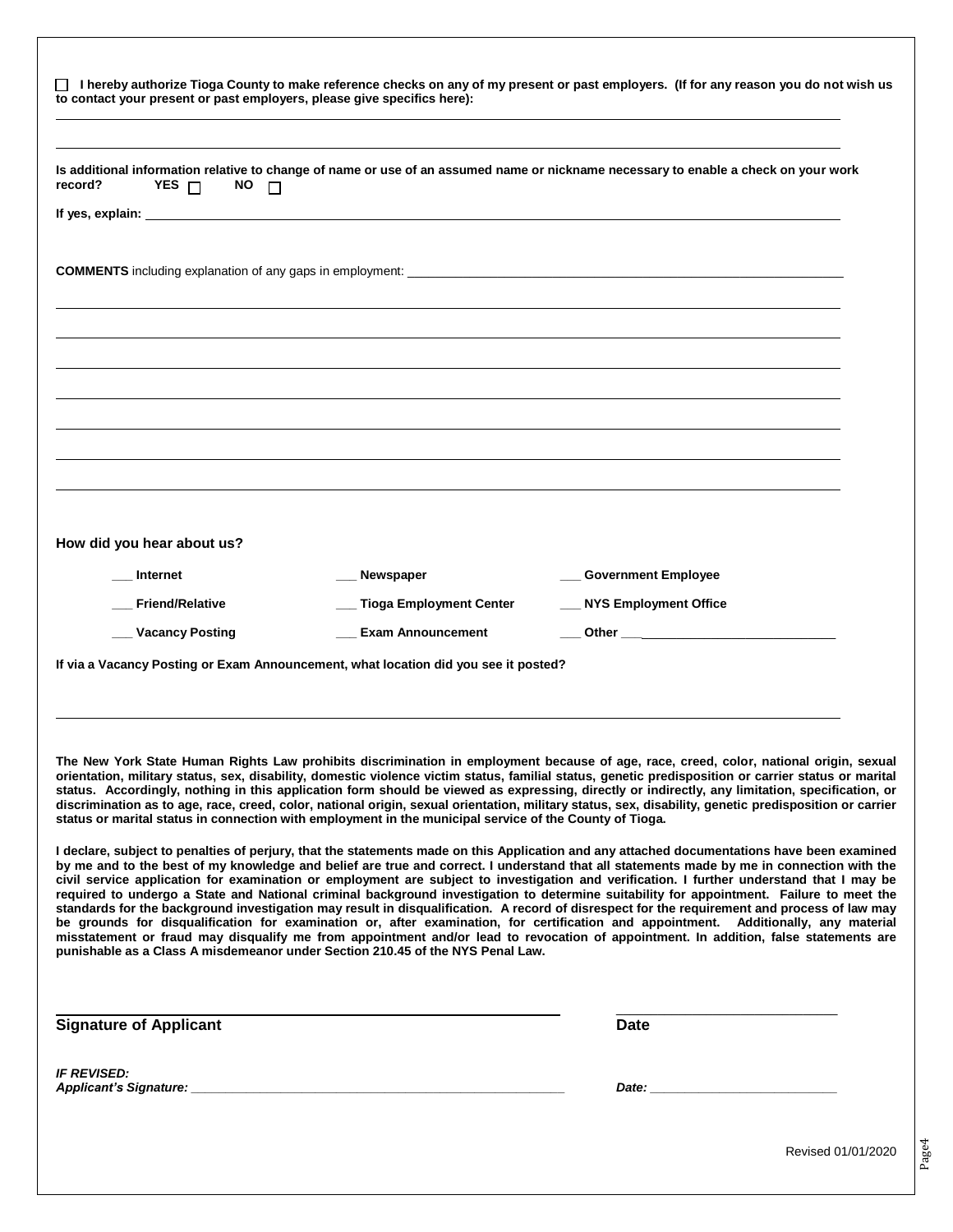☐ **I hereby authorize Tioga County to make reference checks on any of my present or past employers. (If for any reason you do not wish us to contact your present or past employers, please give specifics here):**

______________________________________________________________________________

______________________________________________________________________________

**Is additional information relative to change of name or use of an assumed name or nickname necessary to enable a check on your work record? YES ☐ NO ☐**

**If yes, explain:** ______________________________________________________________

**COMMENTS** including explanation of any gaps in employment: ______________________________________

______________________________________________________________________________

______________________________________________________________________________

______________________________________________________________________________

______________________________________________________________________________

______________________________________________________________________________

______________________________________________________________________________

______________________________________________________________________________

**How did you hear about us?**

| | | |
|---|---|---|
| ___ **Internet** | ___ **Newspaper** | ___ **Government Employee** |
| ___ **Friend/Relative** | ___ **Tioga Employment Center** | ___ **NYS Employment Office** |
| ___ **Vacancy Posting** | ___ **Exam Announcement** | ___ **Other** ___________________ |

**If via a Vacancy Posting or Exam Announcement, what location did you see it posted?**

______________________________________________________________________________

**The New York State Human Rights Law prohibits discrimination in employment because of age, race, creed, color, national origin, sexual orientation, military status, sex, disability, domestic violence victim status, familial status, genetic predisposition or carrier status or marital status. Accordingly, nothing in this application form should be viewed as expressing, directly or indirectly, any limitation, specification, or discrimination as to age, race, creed, color, national origin, sexual orientation, military status, sex, disability, genetic predisposition or carrier status or marital status in connection with employment in the municipal service of the County of Tioga.**

**I declare, subject to penalties of perjury, that the statements made on this Application and any attached documentations have been examined by me and to the best of my knowledge and belief are true and correct. I understand that all statements made by me in connection with the civil service application for examination or employment are subject to investigation and verification. I further understand that I may be required to undergo a State and National criminal background investigation to determine suitability for appointment. Failure to meet the standards for the background investigation may result in disqualification. A record of disrespect for the requirement and process of law may be grounds for disqualification for examination or, after examination, for certification and appointment. Additionally, any material misstatement or fraud may disqualify me from appointment and/or lead to revocation of appointment. In addition, false statements are punishable as a Class A misdemeanor under Section 210.45 of the NYS Penal Law.**

______________________________________________ ______________________

**Signature of Applicant** **Date**

***IF REVISED:***
***Applicant's Signature:*** ______________________________________ ***Date:*** ____________________

Revised 01/01/2020